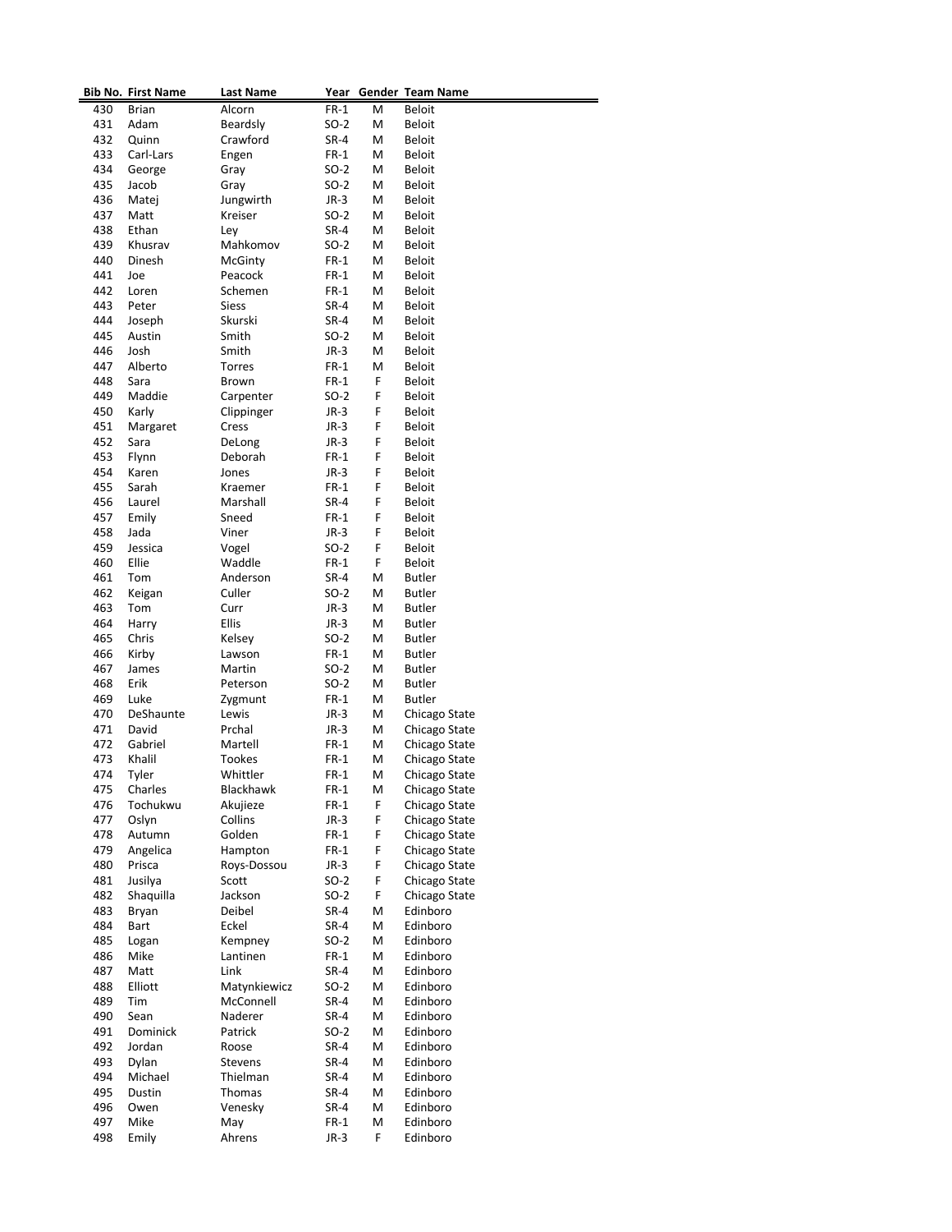| Bib No. | First Name | Last Name | Year | Gender | Team Name |
|---|---|---|---|---|---|
| 430 | Brian | Alcorn | FR-1 | M | Beloit |
| 431 | Adam | Beardsly | SO-2 | M | Beloit |
| 432 | Quinn | Crawford | SR-4 | M | Beloit |
| 433 | Carl-Lars | Engen | FR-1 | M | Beloit |
| 434 | George | Gray | SO-2 | M | Beloit |
| 435 | Jacob | Gray | SO-2 | M | Beloit |
| 436 | Matej | Jungwirth | JR-3 | M | Beloit |
| 437 | Matt | Kreiser | SO-2 | M | Beloit |
| 438 | Ethan | Ley | SR-4 | M | Beloit |
| 439 | Khusrav | Mahkomov | SO-2 | M | Beloit |
| 440 | Dinesh | McGinty | FR-1 | M | Beloit |
| 441 | Joe | Peacock | FR-1 | M | Beloit |
| 442 | Loren | Schemen | FR-1 | M | Beloit |
| 443 | Peter | Siess | SR-4 | M | Beloit |
| 444 | Joseph | Skurski | SR-4 | M | Beloit |
| 445 | Austin | Smith | SO-2 | M | Beloit |
| 446 | Josh | Smith | JR-3 | M | Beloit |
| 447 | Alberto | Torres | FR-1 | M | Beloit |
| 448 | Sara | Brown | FR-1 | F | Beloit |
| 449 | Maddie | Carpenter | SO-2 | F | Beloit |
| 450 | Karly | Clippinger | JR-3 | F | Beloit |
| 451 | Margaret | Cress | JR-3 | F | Beloit |
| 452 | Sara | DeLong | JR-3 | F | Beloit |
| 453 | Flynn | Deborah | FR-1 | F | Beloit |
| 454 | Karen | Jones | JR-3 | F | Beloit |
| 455 | Sarah | Kraemer | FR-1 | F | Beloit |
| 456 | Laurel | Marshall | SR-4 | F | Beloit |
| 457 | Emily | Sneed | FR-1 | F | Beloit |
| 458 | Jada | Viner | JR-3 | F | Beloit |
| 459 | Jessica | Vogel | SO-2 | F | Beloit |
| 460 | Ellie | Waddle | FR-1 | F | Beloit |
| 461 | Tom | Anderson | SR-4 | M | Butler |
| 462 | Keigan | Culler | SO-2 | M | Butler |
| 463 | Tom | Curr | JR-3 | M | Butler |
| 464 | Harry | Ellis | JR-3 | M | Butler |
| 465 | Chris | Kelsey | SO-2 | M | Butler |
| 466 | Kirby | Lawson | FR-1 | M | Butler |
| 467 | James | Martin | SO-2 | M | Butler |
| 468 | Erik | Peterson | SO-2 | M | Butler |
| 469 | Luke | Zygmunt | FR-1 | M | Butler |
| 470 | DeShaunte | Lewis | JR-3 | M | Chicago State |
| 471 | David | Prchal | JR-3 | M | Chicago State |
| 472 | Gabriel | Martell | FR-1 | M | Chicago State |
| 473 | Khalil | Tookes | FR-1 | M | Chicago State |
| 474 | Tyler | Whittler | FR-1 | M | Chicago State |
| 475 | Charles | Blackhawk | FR-1 | M | Chicago State |
| 476 | Tochukwu | Akujieze | FR-1 | F | Chicago State |
| 477 | Oslyn | Collins | JR-3 | F | Chicago State |
| 478 | Autumn | Golden | FR-1 | F | Chicago State |
| 479 | Angelica | Hampton | FR-1 | F | Chicago State |
| 480 | Prisca | Roys-Dossou | JR-3 | F | Chicago State |
| 481 | Jusilya | Scott | SO-2 | F | Chicago State |
| 482 | Shaquilla | Jackson | SO-2 | F | Chicago State |
| 483 | Bryan | Deibel | SR-4 | M | Edinboro |
| 484 | Bart | Eckel | SR-4 | M | Edinboro |
| 485 | Logan | Kempney | SO-2 | M | Edinboro |
| 486 | Mike | Lantinen | FR-1 | M | Edinboro |
| 487 | Matt | Link | SR-4 | M | Edinboro |
| 488 | Elliott | Matynkiewicz | SO-2 | M | Edinboro |
| 489 | Tim | McConnell | SR-4 | M | Edinboro |
| 490 | Sean | Naderer | SR-4 | M | Edinboro |
| 491 | Dominick | Patrick | SO-2 | M | Edinboro |
| 492 | Jordan | Roose | SR-4 | M | Edinboro |
| 493 | Dylan | Stevens | SR-4 | M | Edinboro |
| 494 | Michael | Thielman | SR-4 | M | Edinboro |
| 495 | Dustin | Thomas | SR-4 | M | Edinboro |
| 496 | Owen | Venesky | SR-4 | M | Edinboro |
| 497 | Mike | May | FR-1 | M | Edinboro |
| 498 | Emily | Ahrens | JR-3 | F | Edinboro |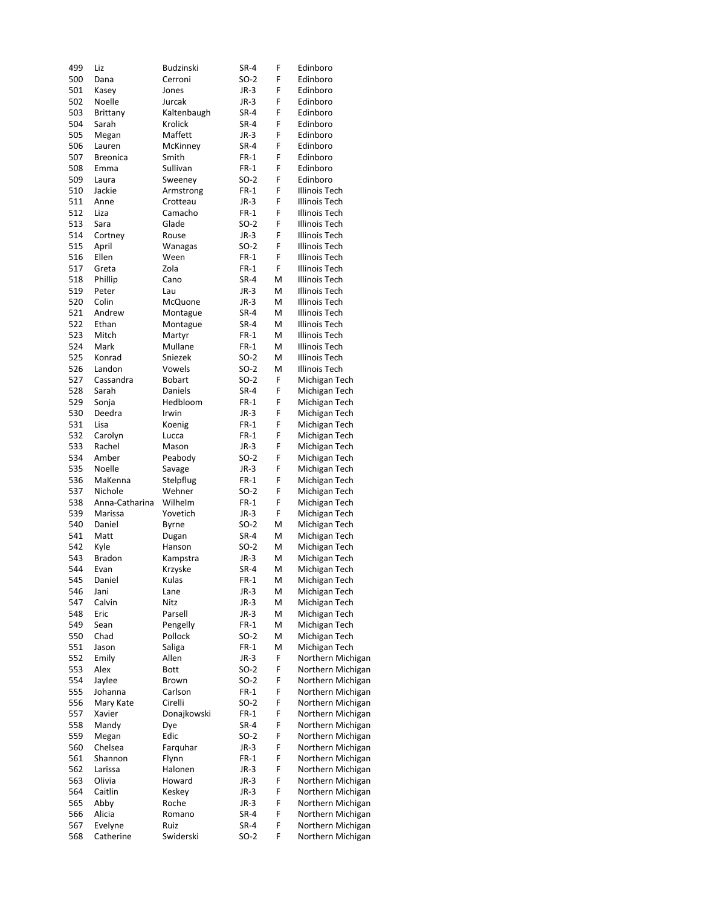| | | | | | |
|---|---|---|---|---|---|
| 499 | Liz | Budzinski | SR-4 | F | Edinboro |
| 500 | Dana | Cerroni | SO-2 | F | Edinboro |
| 501 | Kasey | Jones | JR-3 | F | Edinboro |
| 502 | Noelle | Jurcak | JR-3 | F | Edinboro |
| 503 | Brittany | Kaltenbaugh | SR-4 | F | Edinboro |
| 504 | Sarah | Krolick | SR-4 | F | Edinboro |
| 505 | Megan | Maffett | JR-3 | F | Edinboro |
| 506 | Lauren | McKinney | SR-4 | F | Edinboro |
| 507 | Breonica | Smith | FR-1 | F | Edinboro |
| 508 | Emma | Sullivan | FR-1 | F | Edinboro |
| 509 | Laura | Sweeney | SO-2 | F | Edinboro |
| 510 | Jackie | Armstrong | FR-1 | F | Illinois Tech |
| 511 | Anne | Crotteau | JR-3 | F | Illinois Tech |
| 512 | Liza | Camacho | FR-1 | F | Illinois Tech |
| 513 | Sara | Glade | SO-2 | F | Illinois Tech |
| 514 | Cortney | Rouse | JR-3 | F | Illinois Tech |
| 515 | April | Wanagas | SO-2 | F | Illinois Tech |
| 516 | Ellen | Ween | FR-1 | F | Illinois Tech |
| 517 | Greta | Zola | FR-1 | F | Illinois Tech |
| 518 | Phillip | Cano | SR-4 | M | Illinois Tech |
| 519 | Peter | Lau | JR-3 | M | Illinois Tech |
| 520 | Colin | McQuone | JR-3 | M | Illinois Tech |
| 521 | Andrew | Montague | SR-4 | M | Illinois Tech |
| 522 | Ethan | Montague | SR-4 | M | Illinois Tech |
| 523 | Mitch | Martyr | FR-1 | M | Illinois Tech |
| 524 | Mark | Mullane | FR-1 | M | Illinois Tech |
| 525 | Konrad | Sniezek | SO-2 | M | Illinois Tech |
| 526 | Landon | Vowels | SO-2 | M | Illinois Tech |
| 527 | Cassandra | Bobart | SO-2 | F | Michigan Tech |
| 528 | Sarah | Daniels | SR-4 | F | Michigan Tech |
| 529 | Sonja | Hedbloom | FR-1 | F | Michigan Tech |
| 530 | Deedra | Irwin | JR-3 | F | Michigan Tech |
| 531 | Lisa | Koenig | FR-1 | F | Michigan Tech |
| 532 | Carolyn | Lucca | FR-1 | F | Michigan Tech |
| 533 | Rachel | Mason | JR-3 | F | Michigan Tech |
| 534 | Amber | Peabody | SO-2 | F | Michigan Tech |
| 535 | Noelle | Savage | JR-3 | F | Michigan Tech |
| 536 | MaKenna | Stelpflug | FR-1 | F | Michigan Tech |
| 537 | Nichole | Wehner | SO-2 | F | Michigan Tech |
| 538 | Anna-Catharina | Wilhelm | FR-1 | F | Michigan Tech |
| 539 | Marissa | Yovetich | JR-3 | F | Michigan Tech |
| 540 | Daniel | Byrne | SO-2 | M | Michigan Tech |
| 541 | Matt | Dugan | SR-4 | M | Michigan Tech |
| 542 | Kyle | Hanson | SO-2 | M | Michigan Tech |
| 543 | Bradon | Kampstra | JR-3 | M | Michigan Tech |
| 544 | Evan | Krzyske | SR-4 | M | Michigan Tech |
| 545 | Daniel | Kulas | FR-1 | M | Michigan Tech |
| 546 | Jani | Lane | JR-3 | M | Michigan Tech |
| 547 | Calvin | Nitz | JR-3 | M | Michigan Tech |
| 548 | Eric | Parsell | JR-3 | M | Michigan Tech |
| 549 | Sean | Pengelly | FR-1 | M | Michigan Tech |
| 550 | Chad | Pollock | SO-2 | M | Michigan Tech |
| 551 | Jason | Saliga | FR-1 | M | Michigan Tech |
| 552 | Emily | Allen | JR-3 | F | Northern Michigan |
| 553 | Alex | Bott | SO-2 | F | Northern Michigan |
| 554 | Jaylee | Brown | SO-2 | F | Northern Michigan |
| 555 | Johanna | Carlson | FR-1 | F | Northern Michigan |
| 556 | Mary Kate | Cirelli | SO-2 | F | Northern Michigan |
| 557 | Xavier | Donajkowski | FR-1 | F | Northern Michigan |
| 558 | Mandy | Dye | SR-4 | F | Northern Michigan |
| 559 | Megan | Edic | SO-2 | F | Northern Michigan |
| 560 | Chelsea | Farquhar | JR-3 | F | Northern Michigan |
| 561 | Shannon | Flynn | FR-1 | F | Northern Michigan |
| 562 | Larissa | Halonen | JR-3 | F | Northern Michigan |
| 563 | Olivia | Howard | JR-3 | F | Northern Michigan |
| 564 | Caitlin | Keskey | JR-3 | F | Northern Michigan |
| 565 | Abby | Roche | JR-3 | F | Northern Michigan |
| 566 | Alicia | Romano | SR-4 | F | Northern Michigan |
| 567 | Evelyne | Ruiz | SR-4 | F | Northern Michigan |
| 568 | Catherine | Swiderski | SO-2 | F | Northern Michigan |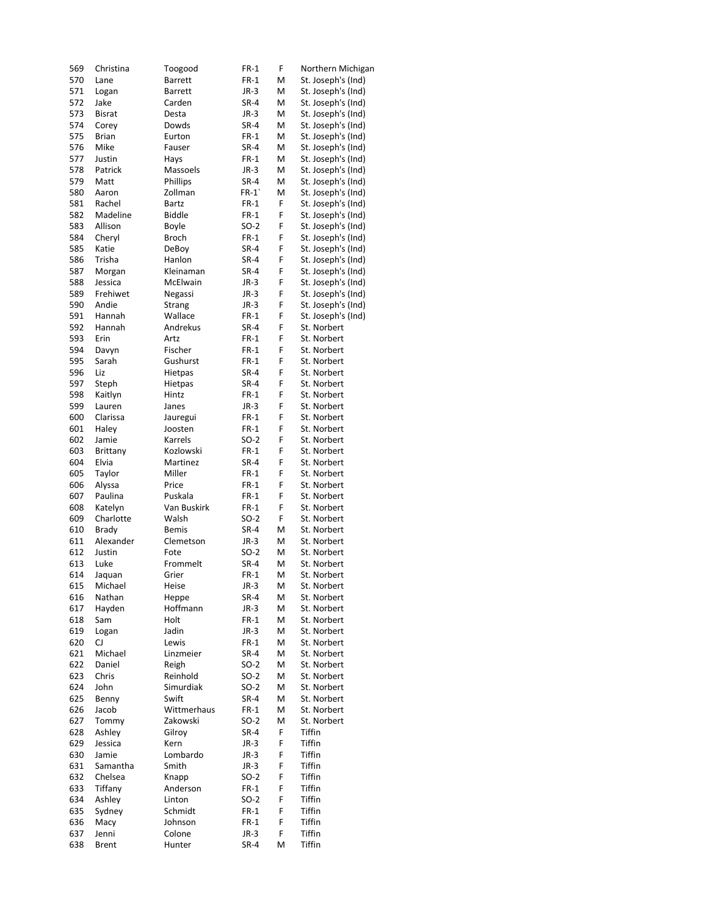| | | | | | |
|---|---|---|---|---|---|
| 569 | Christina | Toogood | FR-1 | F | Northern Michigan |
| 570 | Lane | Barrett | FR-1 | M | St. Joseph's (Ind) |
| 571 | Logan | Barrett | JR-3 | M | St. Joseph's (Ind) |
| 572 | Jake | Carden | SR-4 | M | St. Joseph's (Ind) |
| 573 | Bisrat | Desta | JR-3 | M | St. Joseph's (Ind) |
| 574 | Corey | Dowds | SR-4 | M | St. Joseph's (Ind) |
| 575 | Brian | Eurton | FR-1 | M | St. Joseph's (Ind) |
| 576 | Mike | Fauser | SR-4 | M | St. Joseph's (Ind) |
| 577 | Justin | Hays | FR-1 | M | St. Joseph's (Ind) |
| 578 | Patrick | Massoels | JR-3 | M | St. Joseph's (Ind) |
| 579 | Matt | Phillips | SR-4 | M | St. Joseph's (Ind) |
| 580 | Aaron | Zollman | FR-1` | M | St. Joseph's (Ind) |
| 581 | Rachel | Bartz | FR-1 | F | St. Joseph's (Ind) |
| 582 | Madeline | Biddle | FR-1 | F | St. Joseph's (Ind) |
| 583 | Allison | Boyle | SO-2 | F | St. Joseph's (Ind) |
| 584 | Cheryl | Broch | FR-1 | F | St. Joseph's (Ind) |
| 585 | Katie | DeBoy | SR-4 | F | St. Joseph's (Ind) |
| 586 | Trisha | Hanlon | SR-4 | F | St. Joseph's (Ind) |
| 587 | Morgan | Kleinaman | SR-4 | F | St. Joseph's (Ind) |
| 588 | Jessica | McElwain | JR-3 | F | St. Joseph's (Ind) |
| 589 | Frehiwet | Negassi | JR-3 | F | St. Joseph's (Ind) |
| 590 | Andie | Strang | JR-3 | F | St. Joseph's (Ind) |
| 591 | Hannah | Wallace | FR-1 | F | St. Joseph's (Ind) |
| 592 | Hannah | Andrekus | SR-4 | F | St. Norbert |
| 593 | Erin | Artz | FR-1 | F | St. Norbert |
| 594 | Davyn | Fischer | FR-1 | F | St. Norbert |
| 595 | Sarah | Gushurst | FR-1 | F | St. Norbert |
| 596 | Liz | Hietpas | SR-4 | F | St. Norbert |
| 597 | Steph | Hietpas | SR-4 | F | St. Norbert |
| 598 | Kaitlyn | Hintz | FR-1 | F | St. Norbert |
| 599 | Lauren | Janes | JR-3 | F | St. Norbert |
| 600 | Clarissa | Jauregui | FR-1 | F | St. Norbert |
| 601 | Haley | Joosten | FR-1 | F | St. Norbert |
| 602 | Jamie | Karrels | SO-2 | F | St. Norbert |
| 603 | Brittany | Kozlowski | FR-1 | F | St. Norbert |
| 604 | Elvia | Martinez | SR-4 | F | St. Norbert |
| 605 | Taylor | Miller | FR-1 | F | St. Norbert |
| 606 | Alyssa | Price | FR-1 | F | St. Norbert |
| 607 | Paulina | Puskala | FR-1 | F | St. Norbert |
| 608 | Katelyn | Van Buskirk | FR-1 | F | St. Norbert |
| 609 | Charlotte | Walsh | SO-2 | F | St. Norbert |
| 610 | Brady | Bemis | SR-4 | M | St. Norbert |
| 611 | Alexander | Clemetson | JR-3 | M | St. Norbert |
| 612 | Justin | Fote | SO-2 | M | St. Norbert |
| 613 | Luke | Frommelt | SR-4 | M | St. Norbert |
| 614 | Jaquan | Grier | FR-1 | M | St. Norbert |
| 615 | Michael | Heise | JR-3 | M | St. Norbert |
| 616 | Nathan | Heppe | SR-4 | M | St. Norbert |
| 617 | Hayden | Hoffmann | JR-3 | M | St. Norbert |
| 618 | Sam | Holt | FR-1 | M | St. Norbert |
| 619 | Logan | Jadin | JR-3 | M | St. Norbert |
| 620 | CJ | Lewis | FR-1 | M | St. Norbert |
| 621 | Michael | Linzmeier | SR-4 | M | St. Norbert |
| 622 | Daniel | Reigh | SO-2 | M | St. Norbert |
| 623 | Chris | Reinhold | SO-2 | M | St. Norbert |
| 624 | John | Simurdiak | SO-2 | M | St. Norbert |
| 625 | Benny | Swift | SR-4 | M | St. Norbert |
| 626 | Jacob | Wittmerhaus | FR-1 | M | St. Norbert |
| 627 | Tommy | Zakowski | SO-2 | M | St. Norbert |
| 628 | Ashley | Gilroy | SR-4 | F | Tiffin |
| 629 | Jessica | Kern | JR-3 | F | Tiffin |
| 630 | Jamie | Lombardo | JR-3 | F | Tiffin |
| 631 | Samantha | Smith | JR-3 | F | Tiffin |
| 632 | Chelsea | Knapp | SO-2 | F | Tiffin |
| 633 | Tiffany | Anderson | FR-1 | F | Tiffin |
| 634 | Ashley | Linton | SO-2 | F | Tiffin |
| 635 | Sydney | Schmidt | FR-1 | F | Tiffin |
| 636 | Macy | Johnson | FR-1 | F | Tiffin |
| 637 | Jenni | Colone | JR-3 | F | Tiffin |
| 638 | Brent | Hunter | SR-4 | M | Tiffin |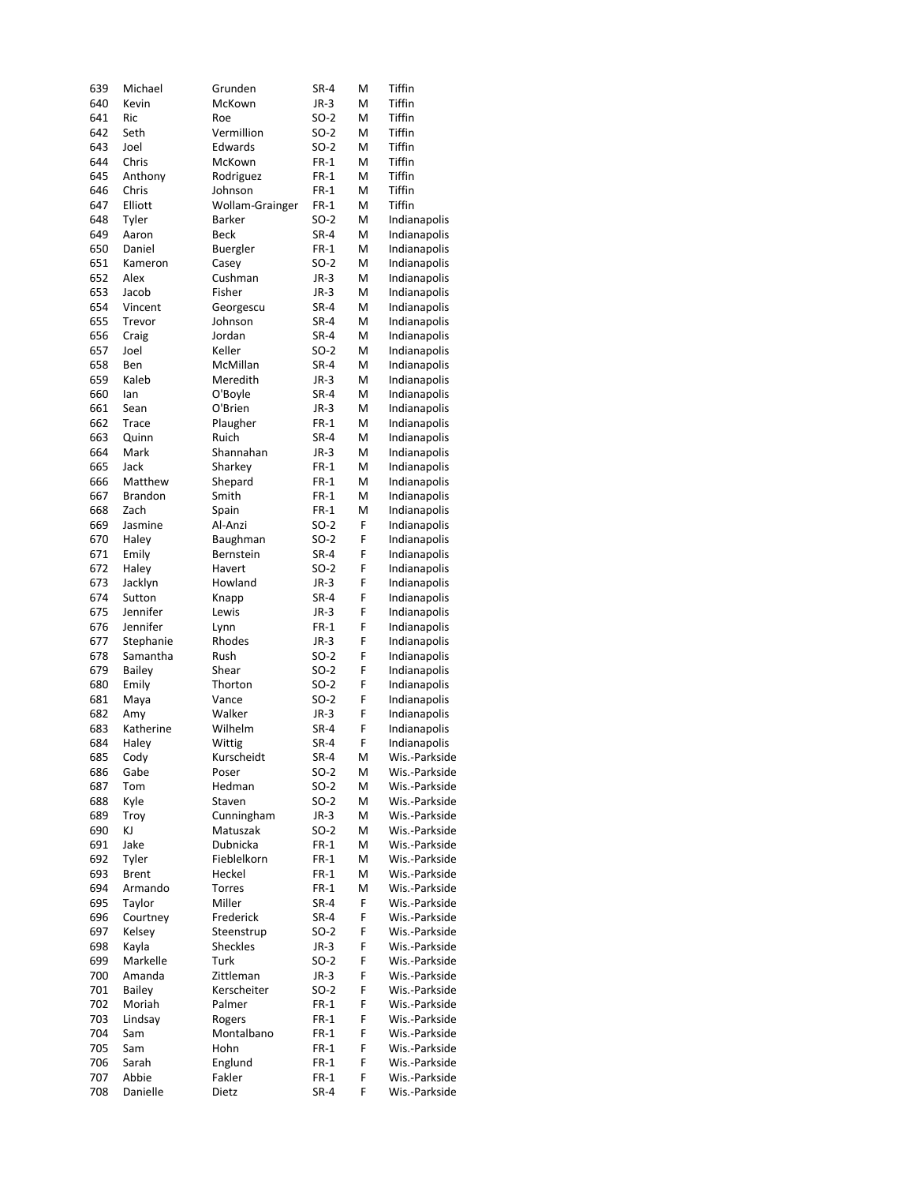| | | | | | |
|---|---|---|---|---|---|
| 639 | Michael | Grunden | SR-4 | M | Tiffin |
| 640 | Kevin | McKown | JR-3 | M | Tiffin |
| 641 | Ric | Roe | SO-2 | M | Tiffin |
| 642 | Seth | Vermillion | SO-2 | M | Tiffin |
| 643 | Joel | Edwards | SO-2 | M | Tiffin |
| 644 | Chris | McKown | FR-1 | M | Tiffin |
| 645 | Anthony | Rodriguez | FR-1 | M | Tiffin |
| 646 | Chris | Johnson | FR-1 | M | Tiffin |
| 647 | Elliott | Wollam-Grainger | FR-1 | M | Tiffin |
| 648 | Tyler | Barker | SO-2 | M | Indianapolis |
| 649 | Aaron | Beck | SR-4 | M | Indianapolis |
| 650 | Daniel | Buergler | FR-1 | M | Indianapolis |
| 651 | Kameron | Casey | SO-2 | M | Indianapolis |
| 652 | Alex | Cushman | JR-3 | M | Indianapolis |
| 653 | Jacob | Fisher | JR-3 | M | Indianapolis |
| 654 | Vincent | Georgescu | SR-4 | M | Indianapolis |
| 655 | Trevor | Johnson | SR-4 | M | Indianapolis |
| 656 | Craig | Jordan | SR-4 | M | Indianapolis |
| 657 | Joel | Keller | SO-2 | M | Indianapolis |
| 658 | Ben | McMillan | SR-4 | M | Indianapolis |
| 659 | Kaleb | Meredith | JR-3 | M | Indianapolis |
| 660 | Ian | O'Boyle | SR-4 | M | Indianapolis |
| 661 | Sean | O'Brien | JR-3 | M | Indianapolis |
| 662 | Trace | Plaugher | FR-1 | M | Indianapolis |
| 663 | Quinn | Ruich | SR-4 | M | Indianapolis |
| 664 | Mark | Shannahan | JR-3 | M | Indianapolis |
| 665 | Jack | Sharkey | FR-1 | M | Indianapolis |
| 666 | Matthew | Shepard | FR-1 | M | Indianapolis |
| 667 | Brandon | Smith | FR-1 | M | Indianapolis |
| 668 | Zach | Spain | FR-1 | M | Indianapolis |
| 669 | Jasmine | Al-Anzi | SO-2 | F | Indianapolis |
| 670 | Haley | Baughman | SO-2 | F | Indianapolis |
| 671 | Emily | Bernstein | SR-4 | F | Indianapolis |
| 672 | Haley | Havert | SO-2 | F | Indianapolis |
| 673 | Jacklyn | Howland | JR-3 | F | Indianapolis |
| 674 | Sutton | Knapp | SR-4 | F | Indianapolis |
| 675 | Jennifer | Lewis | JR-3 | F | Indianapolis |
| 676 | Jennifer | Lynn | FR-1 | F | Indianapolis |
| 677 | Stephanie | Rhodes | JR-3 | F | Indianapolis |
| 678 | Samantha | Rush | SO-2 | F | Indianapolis |
| 679 | Bailey | Shear | SO-2 | F | Indianapolis |
| 680 | Emily | Thorton | SO-2 | F | Indianapolis |
| 681 | Maya | Vance | SO-2 | F | Indianapolis |
| 682 | Amy | Walker | JR-3 | F | Indianapolis |
| 683 | Katherine | Wilhelm | SR-4 | F | Indianapolis |
| 684 | Haley | Wittig | SR-4 | F | Indianapolis |
| 685 | Cody | Kurscheidt | SR-4 | M | Wis.-Parkside |
| 686 | Gabe | Poser | SO-2 | M | Wis.-Parkside |
| 687 | Tom | Hedman | SO-2 | M | Wis.-Parkside |
| 688 | Kyle | Staven | SO-2 | M | Wis.-Parkside |
| 689 | Troy | Cunningham | JR-3 | M | Wis.-Parkside |
| 690 | KJ | Matuszak | SO-2 | M | Wis.-Parkside |
| 691 | Jake | Dubnicka | FR-1 | M | Wis.-Parkside |
| 692 | Tyler | Fieblelkorn | FR-1 | M | Wis.-Parkside |
| 693 | Brent | Heckel | FR-1 | M | Wis.-Parkside |
| 694 | Armando | Torres | FR-1 | M | Wis.-Parkside |
| 695 | Taylor | Miller | SR-4 | F | Wis.-Parkside |
| 696 | Courtney | Frederick | SR-4 | F | Wis.-Parkside |
| 697 | Kelsey | Steenstrup | SO-2 | F | Wis.-Parkside |
| 698 | Kayla | Sheckles | JR-3 | F | Wis.-Parkside |
| 699 | Markelle | Turk | SO-2 | F | Wis.-Parkside |
| 700 | Amanda | Zittleman | JR-3 | F | Wis.-Parkside |
| 701 | Bailey | Kerscheiter | SO-2 | F | Wis.-Parkside |
| 702 | Moriah | Palmer | FR-1 | F | Wis.-Parkside |
| 703 | Lindsay | Rogers | FR-1 | F | Wis.-Parkside |
| 704 | Sam | Montalbano | FR-1 | F | Wis.-Parkside |
| 705 | Sam | Hohn | FR-1 | F | Wis.-Parkside |
| 706 | Sarah | Englund | FR-1 | F | Wis.-Parkside |
| 707 | Abbie | Fakler | FR-1 | F | Wis.-Parkside |
| 708 | Danielle | Dietz | SR-4 | F | Wis.-Parkside |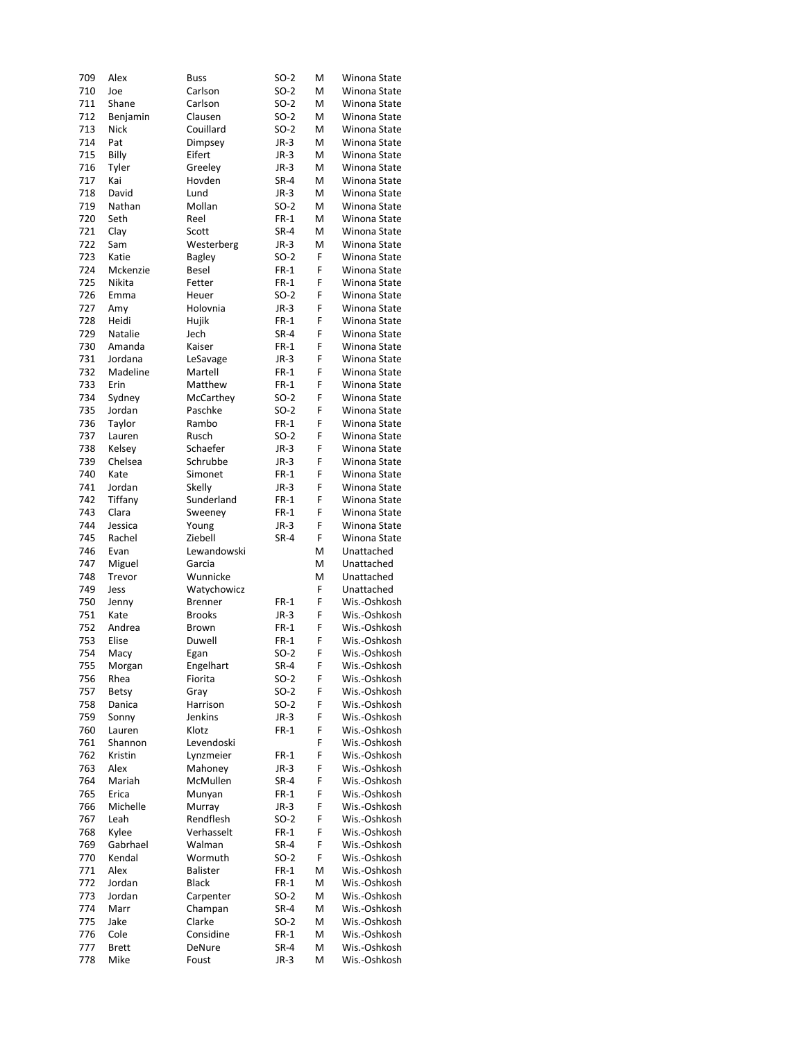| | | | | | |
|---|---|---|---|---|---|
| 709 | Alex | Buss | SO-2 | M | Winona State |
| 710 | Joe | Carlson | SO-2 | M | Winona State |
| 711 | Shane | Carlson | SO-2 | M | Winona State |
| 712 | Benjamin | Clausen | SO-2 | M | Winona State |
| 713 | Nick | Couillard | SO-2 | M | Winona State |
| 714 | Pat | Dimpsey | JR-3 | M | Winona State |
| 715 | Billy | Eifert | JR-3 | M | Winona State |
| 716 | Tyler | Greeley | JR-3 | M | Winona State |
| 717 | Kai | Hovden | SR-4 | M | Winona State |
| 718 | David | Lund | JR-3 | M | Winona State |
| 719 | Nathan | Mollan | SO-2 | M | Winona State |
| 720 | Seth | Reel | FR-1 | M | Winona State |
| 721 | Clay | Scott | SR-4 | M | Winona State |
| 722 | Sam | Westerberg | JR-3 | M | Winona State |
| 723 | Katie | Bagley | SO-2 | F | Winona State |
| 724 | Mckenzie | Besel | FR-1 | F | Winona State |
| 725 | Nikita | Fetter | FR-1 | F | Winona State |
| 726 | Emma | Heuer | SO-2 | F | Winona State |
| 727 | Amy | Holovnia | JR-3 | F | Winona State |
| 728 | Heidi | Hujik | FR-1 | F | Winona State |
| 729 | Natalie | Jech | SR-4 | F | Winona State |
| 730 | Amanda | Kaiser | FR-1 | F | Winona State |
| 731 | Jordana | LeSavage | JR-3 | F | Winona State |
| 732 | Madeline | Martell | FR-1 | F | Winona State |
| 733 | Erin | Matthew | FR-1 | F | Winona State |
| 734 | Sydney | McCarthey | SO-2 | F | Winona State |
| 735 | Jordan | Paschke | SO-2 | F | Winona State |
| 736 | Taylor | Rambo | FR-1 | F | Winona State |
| 737 | Lauren | Rusch | SO-2 | F | Winona State |
| 738 | Kelsey | Schaefer | JR-3 | F | Winona State |
| 739 | Chelsea | Schrubbe | JR-3 | F | Winona State |
| 740 | Kate | Simonet | FR-1 | F | Winona State |
| 741 | Jordan | Skelly | JR-3 | F | Winona State |
| 742 | Tiffany | Sunderland | FR-1 | F | Winona State |
| 743 | Clara | Sweeney | FR-1 | F | Winona State |
| 744 | Jessica | Young | JR-3 | F | Winona State |
| 745 | Rachel | Ziebell | SR-4 | F | Winona State |
| 746 | Evan | Lewandowski | | M | Unattached |
| 747 | Miguel | Garcia | | M | Unattached |
| 748 | Trevor | Wunnicke | | M | Unattached |
| 749 | Jess | Watychowicz | | F | Unattached |
| 750 | Jenny | Brenner | FR-1 | F | Wis.-Oshkosh |
| 751 | Kate | Brooks | JR-3 | F | Wis.-Oshkosh |
| 752 | Andrea | Brown | FR-1 | F | Wis.-Oshkosh |
| 753 | Elise | Duwell | FR-1 | F | Wis.-Oshkosh |
| 754 | Macy | Egan | SO-2 | F | Wis.-Oshkosh |
| 755 | Morgan | Engelhart | SR-4 | F | Wis.-Oshkosh |
| 756 | Rhea | Fiorita | SO-2 | F | Wis.-Oshkosh |
| 757 | Betsy | Gray | SO-2 | F | Wis.-Oshkosh |
| 758 | Danica | Harrison | SO-2 | F | Wis.-Oshkosh |
| 759 | Sonny | Jenkins | JR-3 | F | Wis.-Oshkosh |
| 760 | Lauren | Klotz | FR-1 | F | Wis.-Oshkosh |
| 761 | Shannon | Levendoski | | F | Wis.-Oshkosh |
| 762 | Kristin | Lynzmeier | FR-1 | F | Wis.-Oshkosh |
| 763 | Alex | Mahoney | JR-3 | F | Wis.-Oshkosh |
| 764 | Mariah | McMullen | SR-4 | F | Wis.-Oshkosh |
| 765 | Erica | Munyan | FR-1 | F | Wis.-Oshkosh |
| 766 | Michelle | Murray | JR-3 | F | Wis.-Oshkosh |
| 767 | Leah | Rendflesh | SO-2 | F | Wis.-Oshkosh |
| 768 | Kylee | Verhasselt | FR-1 | F | Wis.-Oshkosh |
| 769 | Gabrhael | Walman | SR-4 | F | Wis.-Oshkosh |
| 770 | Kendal | Wormuth | SO-2 | F | Wis.-Oshkosh |
| 771 | Alex | Balister | FR-1 | M | Wis.-Oshkosh |
| 772 | Jordan | Black | FR-1 | M | Wis.-Oshkosh |
| 773 | Jordan | Carpenter | SO-2 | M | Wis.-Oshkosh |
| 774 | Marr | Champan | SR-4 | M | Wis.-Oshkosh |
| 775 | Jake | Clarke | SO-2 | M | Wis.-Oshkosh |
| 776 | Cole | Considine | FR-1 | M | Wis.-Oshkosh |
| 777 | Brett | DeNure | SR-4 | M | Wis.-Oshkosh |
| 778 | Mike | Foust | JR-3 | M | Wis.-Oshkosh |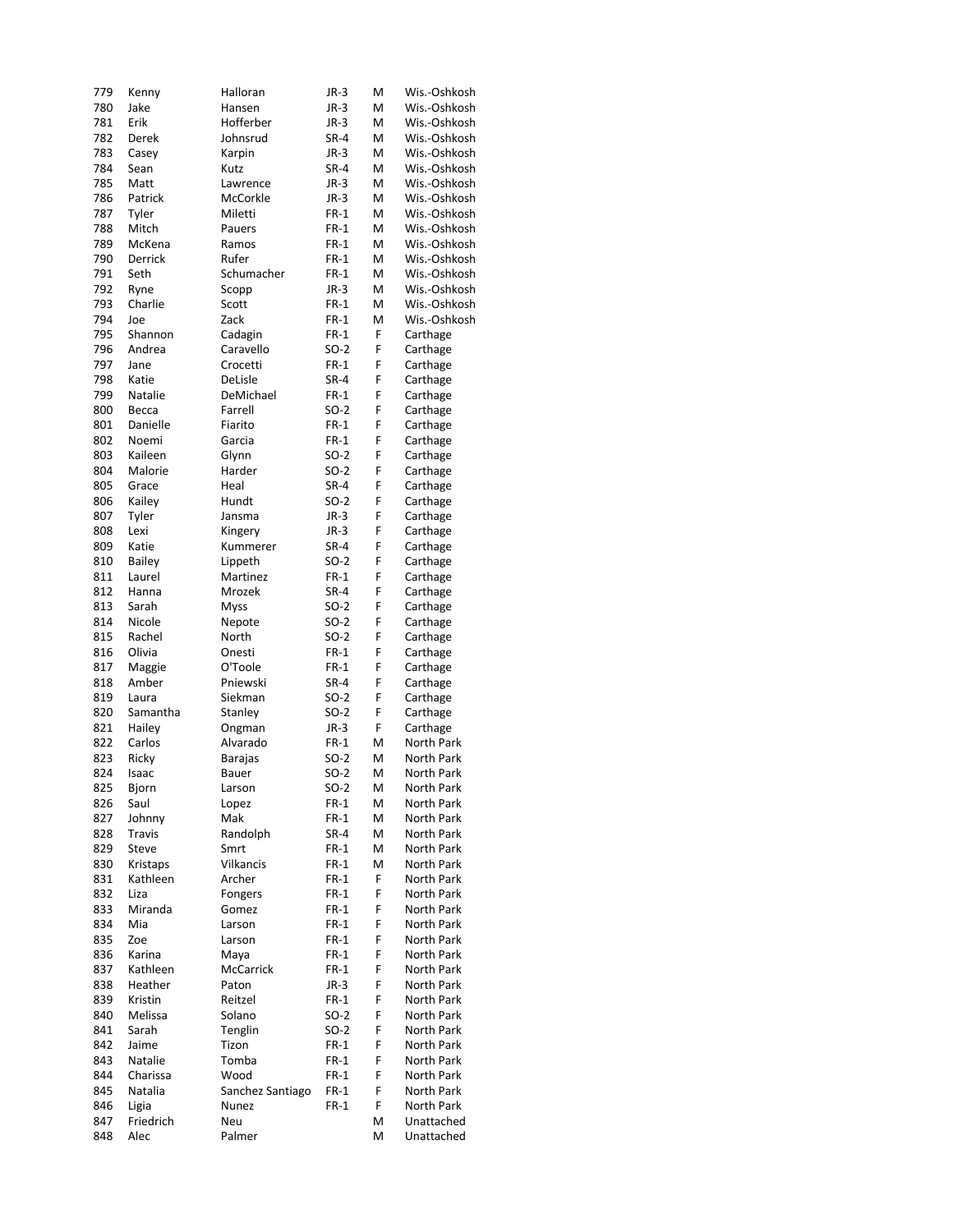| | | | | | |
|---|---|---|---|---|---|
| 779 | Kenny | Halloran | JR-3 | M | Wis.-Oshkosh |
| 780 | Jake | Hansen | JR-3 | M | Wis.-Oshkosh |
| 781 | Erik | Hofferber | JR-3 | M | Wis.-Oshkosh |
| 782 | Derek | Johnsrud | SR-4 | M | Wis.-Oshkosh |
| 783 | Casey | Karpin | JR-3 | M | Wis.-Oshkosh |
| 784 | Sean | Kutz | SR-4 | M | Wis.-Oshkosh |
| 785 | Matt | Lawrence | JR-3 | M | Wis.-Oshkosh |
| 786 | Patrick | McCorkle | JR-3 | M | Wis.-Oshkosh |
| 787 | Tyler | Miletti | FR-1 | M | Wis.-Oshkosh |
| 788 | Mitch | Pauers | FR-1 | M | Wis.-Oshkosh |
| 789 | McKena | Ramos | FR-1 | M | Wis.-Oshkosh |
| 790 | Derrick | Rufer | FR-1 | M | Wis.-Oshkosh |
| 791 | Seth | Schumacher | FR-1 | M | Wis.-Oshkosh |
| 792 | Ryne | Scopp | JR-3 | M | Wis.-Oshkosh |
| 793 | Charlie | Scott | FR-1 | M | Wis.-Oshkosh |
| 794 | Joe | Zack | FR-1 | M | Wis.-Oshkosh |
| 795 | Shannon | Cadagin | FR-1 | F | Carthage |
| 796 | Andrea | Caravello | SO-2 | F | Carthage |
| 797 | Jane | Crocetti | FR-1 | F | Carthage |
| 798 | Katie | DeLisle | SR-4 | F | Carthage |
| 799 | Natalie | DeMichael | FR-1 | F | Carthage |
| 800 | Becca | Farrell | SO-2 | F | Carthage |
| 801 | Danielle | Fiarito | FR-1 | F | Carthage |
| 802 | Noemi | Garcia | FR-1 | F | Carthage |
| 803 | Kaileen | Glynn | SO-2 | F | Carthage |
| 804 | Malorie | Harder | SO-2 | F | Carthage |
| 805 | Grace | Heal | SR-4 | F | Carthage |
| 806 | Kailey | Hundt | SO-2 | F | Carthage |
| 807 | Tyler | Jansma | JR-3 | F | Carthage |
| 808 | Lexi | Kingery | JR-3 | F | Carthage |
| 809 | Katie | Kummerer | SR-4 | F | Carthage |
| 810 | Bailey | Lippeth | SO-2 | F | Carthage |
| 811 | Laurel | Martinez | FR-1 | F | Carthage |
| 812 | Hanna | Mrozek | SR-4 | F | Carthage |
| 813 | Sarah | Myss | SO-2 | F | Carthage |
| 814 | Nicole | Nepote | SO-2 | F | Carthage |
| 815 | Rachel | North | SO-2 | F | Carthage |
| 816 | Olivia | Onesti | FR-1 | F | Carthage |
| 817 | Maggie | O'Toole | FR-1 | F | Carthage |
| 818 | Amber | Pniewski | SR-4 | F | Carthage |
| 819 | Laura | Siekman | SO-2 | F | Carthage |
| 820 | Samantha | Stanley | SO-2 | F | Carthage |
| 821 | Hailey | Ongman | JR-3 | F | Carthage |
| 822 | Carlos | Alvarado | FR-1 | M | North Park |
| 823 | Ricky | Barajas | SO-2 | M | North Park |
| 824 | Isaac | Bauer | SO-2 | M | North Park |
| 825 | Bjorn | Larson | SO-2 | M | North Park |
| 826 | Saul | Lopez | FR-1 | M | North Park |
| 827 | Johnny | Mak | FR-1 | M | North Park |
| 828 | Travis | Randolph | SR-4 | M | North Park |
| 829 | Steve | Smrt | FR-1 | M | North Park |
| 830 | Kristaps | Vilkancis | FR-1 | M | North Park |
| 831 | Kathleen | Archer | FR-1 | F | North Park |
| 832 | Liza | Fongers | FR-1 | F | North Park |
| 833 | Miranda | Gomez | FR-1 | F | North Park |
| 834 | Mia | Larson | FR-1 | F | North Park |
| 835 | Zoe | Larson | FR-1 | F | North Park |
| 836 | Karina | Maya | FR-1 | F | North Park |
| 837 | Kathleen | McCarrick | FR-1 | F | North Park |
| 838 | Heather | Paton | JR-3 | F | North Park |
| 839 | Kristin | Reitzel | FR-1 | F | North Park |
| 840 | Melissa | Solano | SO-2 | F | North Park |
| 841 | Sarah | Tenglin | SO-2 | F | North Park |
| 842 | Jaime | Tizon | FR-1 | F | North Park |
| 843 | Natalie | Tomba | FR-1 | F | North Park |
| 844 | Charissa | Wood | FR-1 | F | North Park |
| 845 | Natalia | Sanchez Santiago | FR-1 | F | North Park |
| 846 | Ligia | Nunez | FR-1 | F | North Park |
| 847 | Friedrich | Neu | | M | Unattached |
| 848 | Alec | Palmer | | M | Unattached |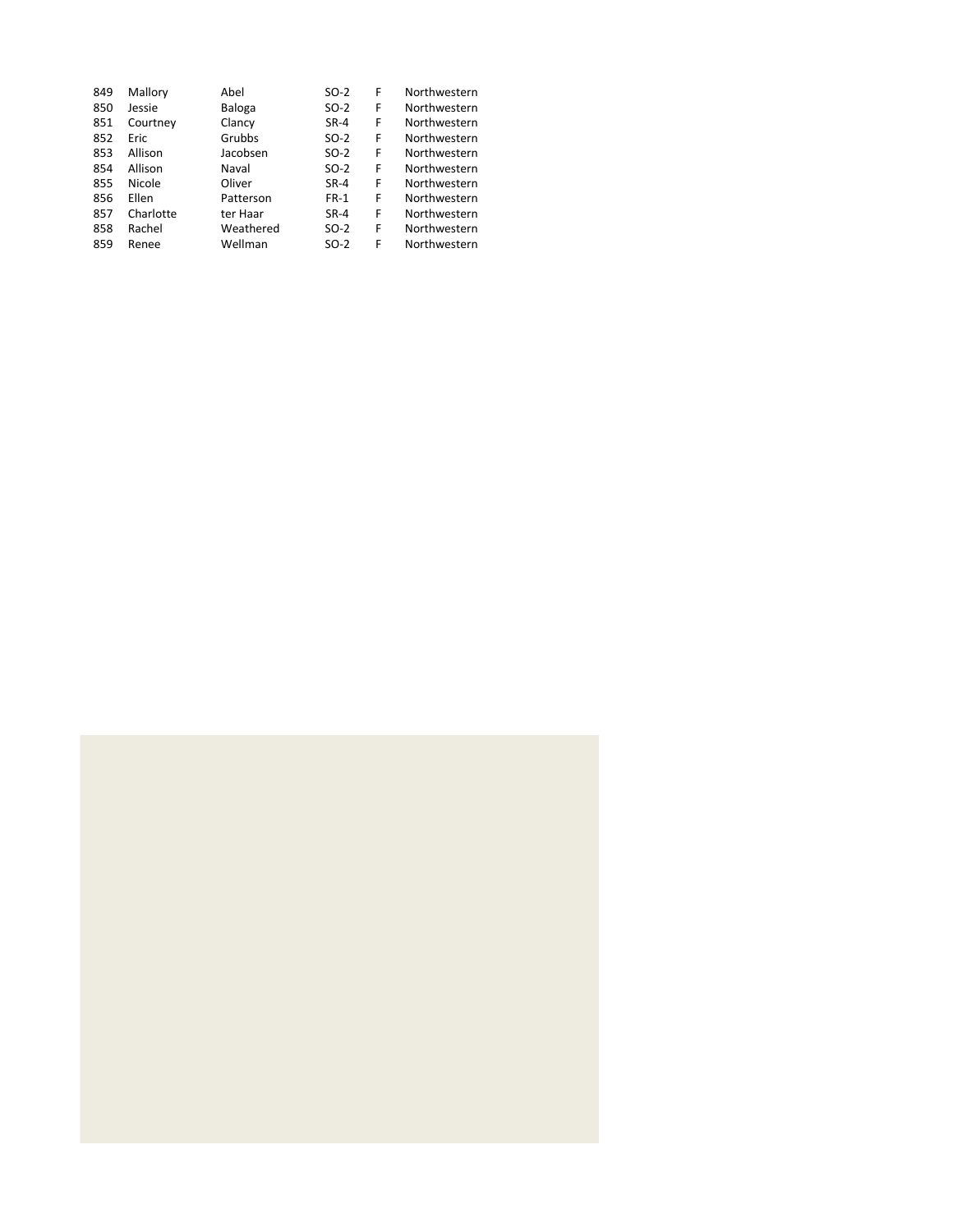| | | | | | |
|---|---|---|---|---|---|
| 849 | Mallory | Abel | SO-2 | F | Northwestern |
| 850 | Jessie | Baloga | SO-2 | F | Northwestern |
| 851 | Courtney | Clancy | SR-4 | F | Northwestern |
| 852 | Eric | Grubbs | SO-2 | F | Northwestern |
| 853 | Allison | Jacobsen | SO-2 | F | Northwestern |
| 854 | Allison | Naval | SO-2 | F | Northwestern |
| 855 | Nicole | Oliver | SR-4 | F | Northwestern |
| 856 | Ellen | Patterson | FR-1 | F | Northwestern |
| 857 | Charlotte | ter Haar | SR-4 | F | Northwestern |
| 858 | Rachel | Weathered | SO-2 | F | Northwestern |
| 859 | Renee | Wellman | SO-2 | F | Northwestern |